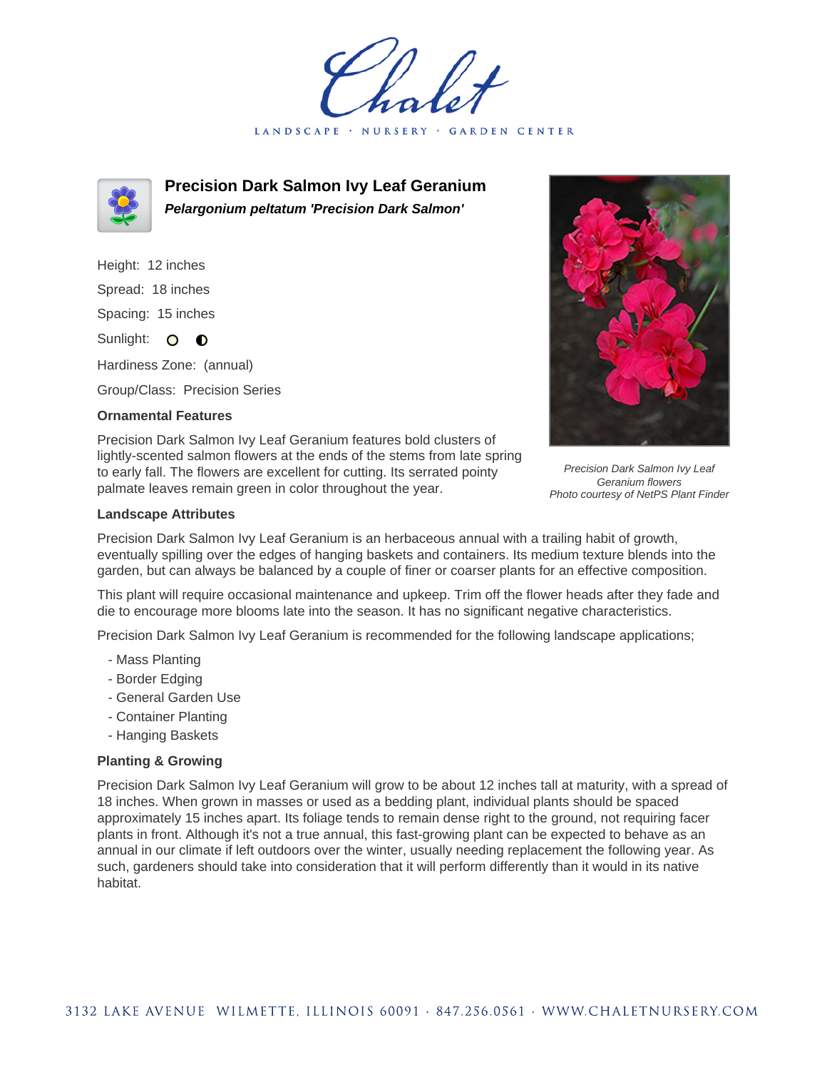Chalet

LANDSCAPE · NURSERY · GARDEN CENTER

# Precision Dark Salmon Ivy Leaf Geranium

***Pelargonium peltatum 'Precision Dark Salmon'***

Height: 12 inches

Spread: 18 inches

Spacing: 15 inches

Sunlight: ○ ◐

Hardiness Zone: (annual)

Group/Class: Precision Series

### Ornamental Features

Precision Dark Salmon Ivy Leaf Geranium features bold clusters of lightly-scented salmon flowers at the ends of the stems from late spring to early fall. The flowers are excellent for cutting. Its serrated pointy palmate leaves remain green in color throughout the year.

*Precision Dark Salmon Ivy Leaf Geranium flowers*
*Photo courtesy of NetPS Plant Finder*

### Landscape Attributes

Precision Dark Salmon Ivy Leaf Geranium is an herbaceous annual with a trailing habit of growth, eventually spilling over the edges of hanging baskets and containers. Its medium texture blends into the garden, but can always be balanced by a couple of finer or coarser plants for an effective composition.

This plant will require occasional maintenance and upkeep. Trim off the flower heads after they fade and die to encourage more blooms late into the season. It has no significant negative characteristics.

Precision Dark Salmon Ivy Leaf Geranium is recommended for the following landscape applications;

- Mass Planting
- Border Edging
- General Garden Use
- Container Planting
- Hanging Baskets

### Planting & Growing

Precision Dark Salmon Ivy Leaf Geranium will grow to be about 12 inches tall at maturity, with a spread of 18 inches. When grown in masses or used as a bedding plant, individual plants should be spaced approximately 15 inches apart. Its foliage tends to remain dense right to the ground, not requiring facer plants in front. Although it's not a true annual, this fast-growing plant can be expected to behave as an annual in our climate if left outdoors over the winter, usually needing replacement the following year. As such, gardeners should take into consideration that it will perform differently than it would in its native habitat.

3132 LAKE AVENUE WILMETTE, ILLINOIS 60091 · 847.256.0561 · WWW.CHALETNURSERY.COM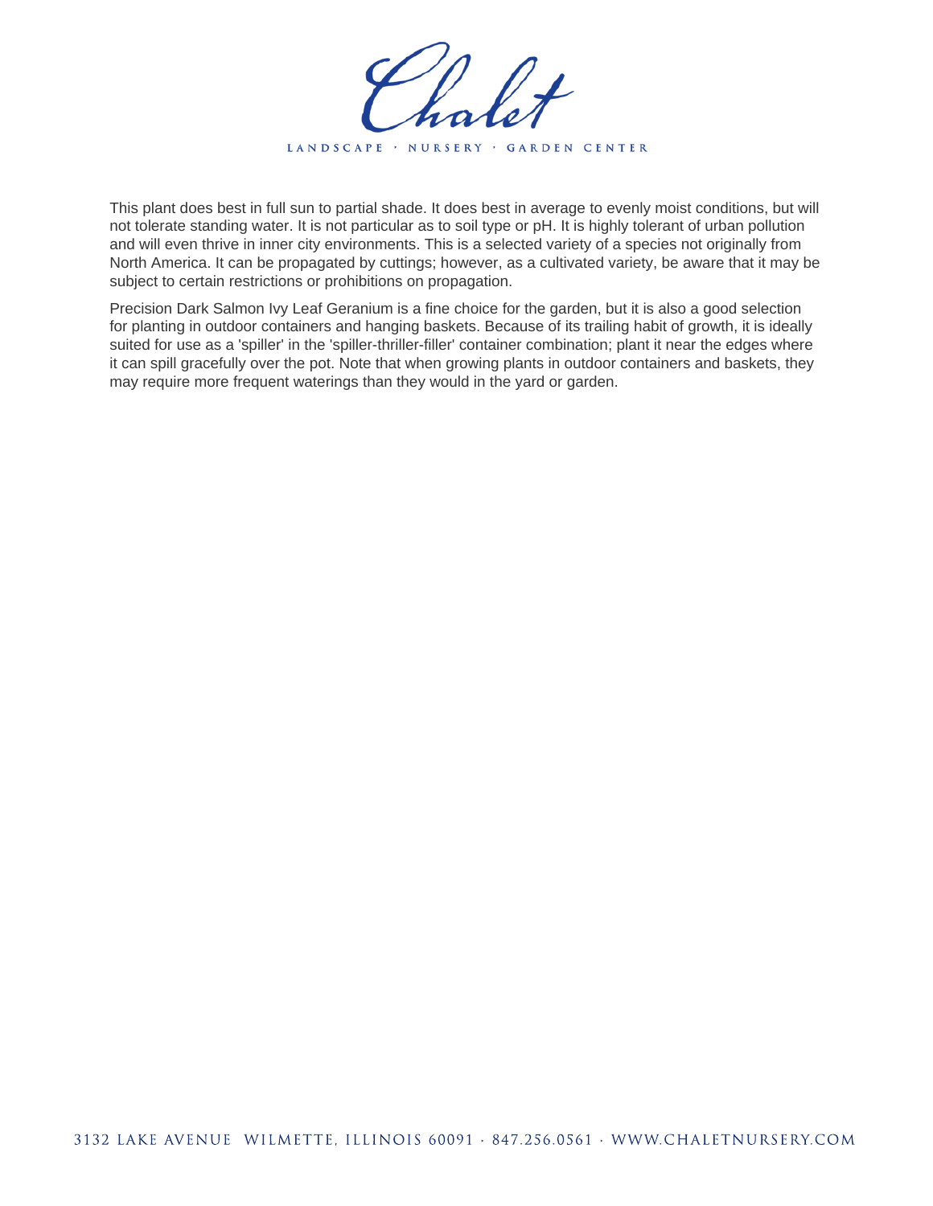This plant does best in full sun to partial shade. It does best in average to evenly moist conditions, but will not tolerate standing water. It is not particular as to soil type or pH. It is highly tolerant of urban pollution and will even thrive in inner city environments. This is a selected variety of a species not originally from North America. It can be propagated by cuttings; however, as a cultivated variety, be aware that it may be subject to certain restrictions or prohibitions on propagation.

Precision Dark Salmon Ivy Leaf Geranium is a fine choice for the garden, but it is also a good selection for planting in outdoor containers and hanging baskets. Because of its trailing habit of growth, it is ideally suited for use as a 'spiller' in the 'spiller-thriller-filler' container combination; plant it near the edges where it can spill gracefully over the pot. Note that when growing plants in outdoor containers and baskets, they may require more frequent waterings than they would in the yard or garden.